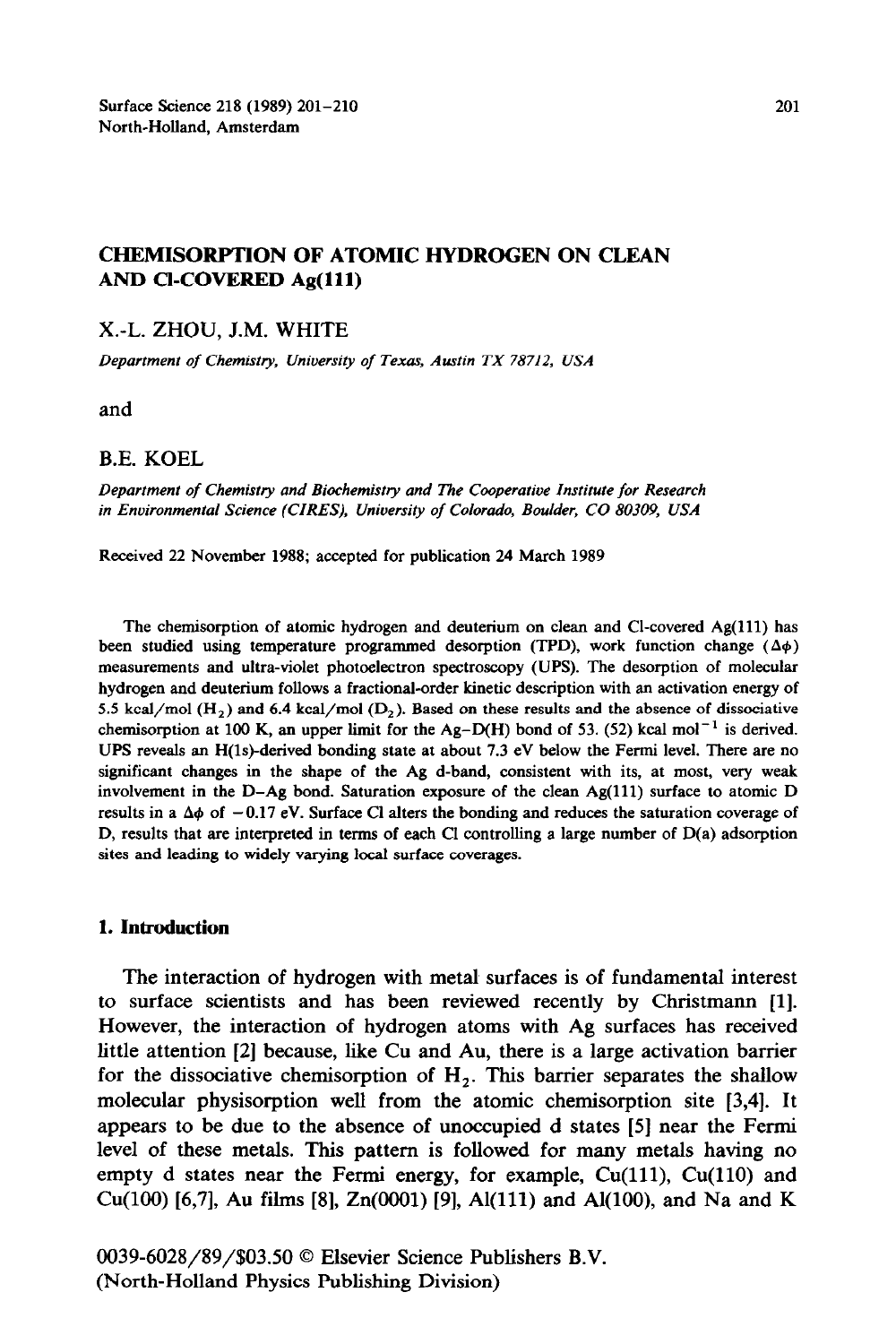# CHEMISORPTION OF ATOMIC HYDROGEN ON CLEAN AND Cl-COVERED Ag(111)

X.-L. ZHOU, J.M. WHITE

*Department of Chemistry, University of Texas, Austin TX 78712, USA*

and

B.E. KOEL

*Department of Chemistry and Biochemistry and The Cooperative Institute for Research in Environmental Science (CIRES), University of Colorado, Boulder, CO 80309, USA*

Received 22 November 1988; accepted for publication 24 March 1989

The chemisorption of atomic hydrogen and deuterium on clean and Cl-covered Ag(111) has been studied using temperature programmed desorption (TPD), work function change ($\Delta\phi$) measurements and ultra-violet photoelectron spectroscopy (UPS). The desorption of molecular hydrogen and deuterium follows a fractional-order kinetic description with an activation energy of 5.5 kcal/mol ($H_2$) and 6.4 kcal/mol ($D_2$). Based on these results and the absence of dissociative chemisorption at 100 K, an upper limit for the Ag–D(H) bond of 53. (52) kcal $mol^{-1}$ is derived. UPS reveals an H(1s)-derived bonding state at about 7.3 eV below the Fermi level. There are no significant changes in the shape of the Ag d-band, consistent with its, at most, very weak involvement in the D–Ag bond. Saturation exposure of the clean Ag(111) surface to atomic D results in a $\Delta\phi$ of $-0.17$ eV. Surface Cl alters the bonding and reduces the saturation coverage of D, results that are interpreted in terms of each Cl controlling a large number of D(a) adsorption sites and leading to widely varying local surface coverages.

## 1. Introduction

The interaction of hydrogen with metal surfaces is of fundamental interest to surface scientists and has been reviewed recently by Christmann [1]. However, the interaction of hydrogen atoms with Ag surfaces has received little attention [2] because, like Cu and Au, there is a large activation barrier for the dissociative chemisorption of $H_2$. This barrier separates the shallow molecular physisorption well from the atomic chemisorption site [3,4]. It appears to be due to the absence of unoccupied d states [5] near the Fermi level of these metals. This pattern is followed for many metals having no empty d states near the Fermi energy, for example, Cu(111), Cu(110) and Cu(100) [6,7], Au films [8], Zn(0001) [9], Al(111) and Al(100), and Na and K

0039-6028/89/$03.50 © Elsevier Science Publishers B.V.
(North-Holland Physics Publishing Division)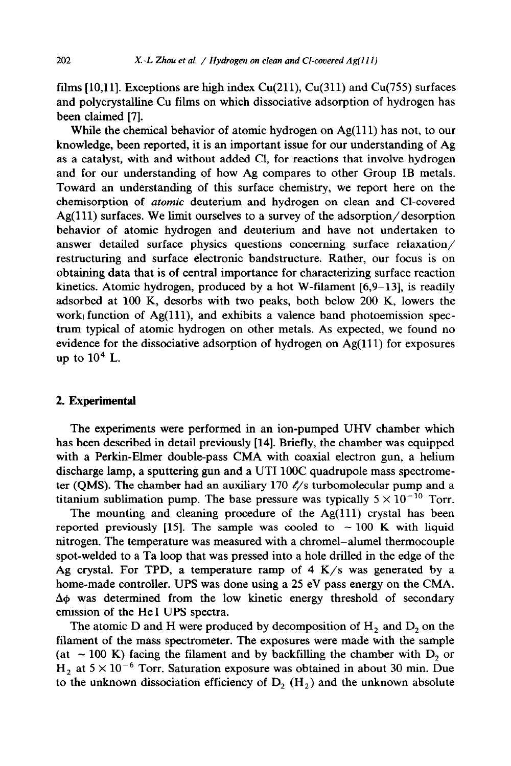films [10,11]. Exceptions are high index Cu(211), Cu(311) and Cu(755) surfaces and polycrystalline Cu films on which dissociative adsorption of hydrogen has been claimed [7].

While the chemical behavior of atomic hydrogen on Ag(111) has not, to our knowledge, been reported, it is an important issue for our understanding of Ag as a catalyst, with and without added Cl, for reactions that involve hydrogen and for our understanding of how Ag compares to other Group IB metals. Toward an understanding of this surface chemistry, we report here on the chemisorption of *atomic* deuterium and hydrogen on clean and Cl-covered Ag(111) surfaces. We limit ourselves to a survey of the adsorption/desorption behavior of atomic hydrogen and deuterium and have not undertaken to answer detailed surface physics questions concerning surface relaxation/restructuring and surface electronic bandstructure. Rather, our focus is on obtaining data that is of central importance for characterizing surface reaction kinetics. Atomic hydrogen, produced by a hot W-filament [6,9–13], is readily adsorbed at 100 K, desorbs with two peaks, both below 200 K, lowers the work function of Ag(111), and exhibits a valence band photoemission spectrum typical of atomic hydrogen on other metals. As expected, we found no evidence for the dissociative adsorption of hydrogen on Ag(111) for exposures up to $10^4$ L.

## 2. Experimental

The experiments were performed in an ion-pumped UHV chamber which has been described in detail previously [14]. Briefly, the chamber was equipped with a Perkin-Elmer double-pass CMA with coaxial electron gun, a helium discharge lamp, a sputtering gun and a UTI 100C quadrupole mass spectrometer (QMS). The chamber had an auxiliary 170 ℓ/s turbomolecular pump and a titanium sublimation pump. The base pressure was typically $5 \times 10^{-10}$ Torr.

The mounting and cleaning procedure of the Ag(111) crystal has been reported previously [15]. The sample was cooled to ~ 100 K with liquid nitrogen. The temperature was measured with a chromel–alumel thermocouple spot-welded to a Ta loop that was pressed into a hole drilled in the edge of the Ag crystal. For TPD, a temperature ramp of 4 K/s was generated by a home-made controller. UPS was done using a 25 eV pass energy on the CMA. $\Delta\phi$ was determined from the low kinetic energy threshold of secondary emission of the He I UPS spectra.

The atomic D and H were produced by decomposition of $H_2$ and $D_2$ on the filament of the mass spectrometer. The exposures were made with the sample (at ~ 100 K) facing the filament and by backfilling the chamber with $D_2$ or $H_2$ at $5 \times 10^{-6}$ Torr. Saturation exposure was obtained in about 30 min. Due to the unknown dissociation efficiency of $D_2$ ($H_2$) and the unknown absolute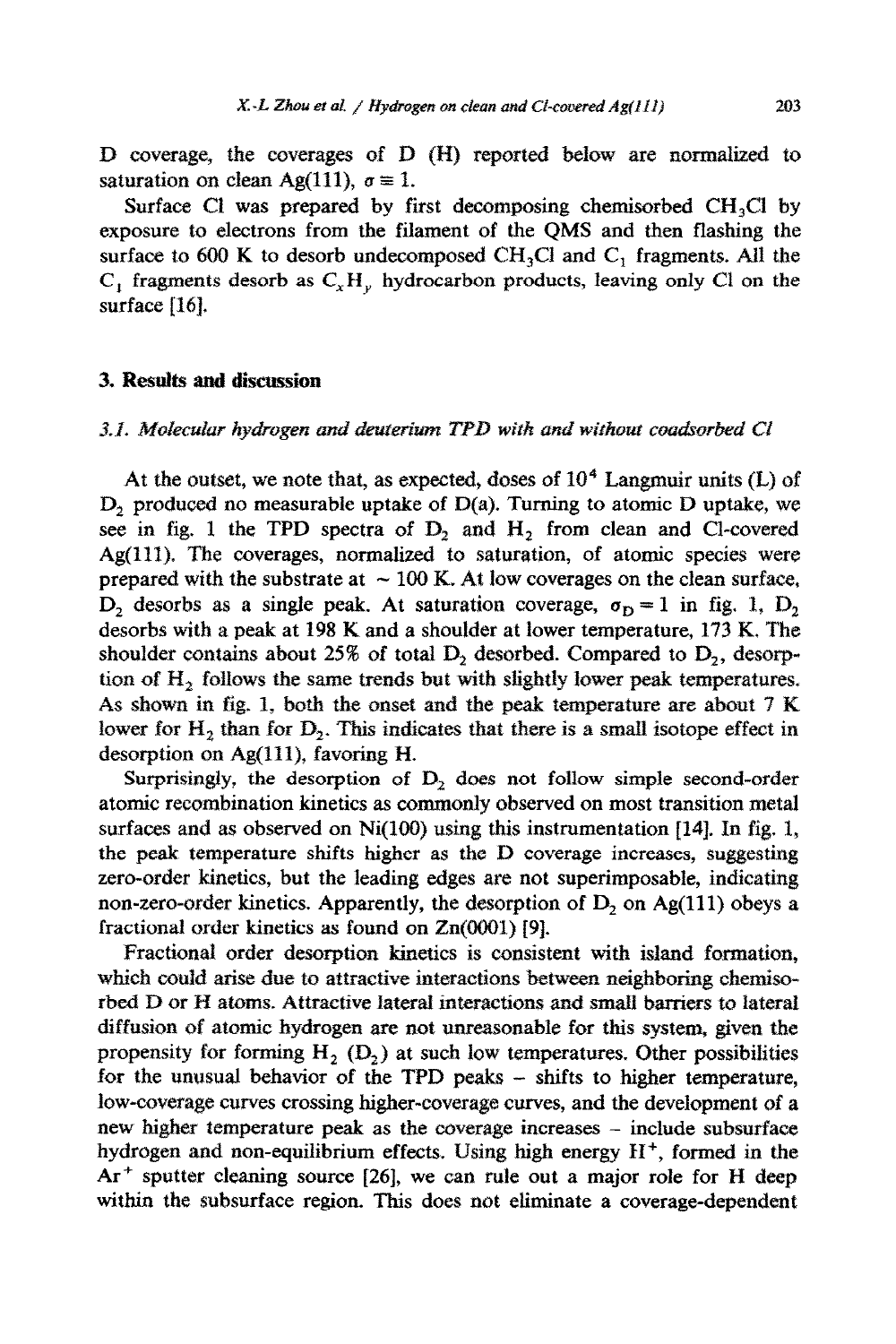D coverage, the coverages of D (H) reported below are normalized to saturation on clean Ag(111), $\sigma \equiv 1$.

Surface Cl was prepared by first decomposing chemisorbed $CH_3Cl$ by exposure to electrons from the filament of the QMS and then flashing the surface to 600 K to desorb undecomposed $CH_3Cl$ and $C_1$ fragments. All the $C_1$ fragments desorb as $C_xH_y$ hydrocarbon products, leaving only Cl on the surface [16].

## 3. Results and discussion

### 3.1. Molecular hydrogen and deuterium TPD with and without coadsorbed Cl

At the outset, we note that, as expected, doses of $10^4$ Langmuir units (L) of $D_2$ produced no measurable uptake of D(a). Turning to atomic D uptake, we see in fig. 1 the TPD spectra of $D_2$ and $H_2$ from clean and Cl-covered Ag(111). The coverages, normalized to saturation, of atomic species were prepared with the substrate at ~ 100 K. At low coverages on the clean surface, $D_2$ desorbs as a single peak. At saturation coverage, $\sigma_D = 1$ in fig. 1, $D_2$ desorbs with a peak at 198 K and a shoulder at lower temperature, 173 K. The shoulder contains about 25% of total $D_2$ desorbed. Compared to $D_2$, desorption of $H_2$ follows the same trends but with slightly lower peak temperatures. As shown in fig. 1, both the onset and the peak temperature are about 7 K lower for $H_2$ than for $D_2$. This indicates that there is a small isotope effect in desorption on Ag(111), favoring H.

Surprisingly, the desorption of $D_2$ does not follow simple second-order atomic recombination kinetics as commonly observed on most transition metal surfaces and as observed on Ni(100) using this instrumentation [14]. In fig. 1, the peak temperature shifts higher as the D coverage increases, suggesting zero-order kinetics, but the leading edges are not superimposable, indicating non-zero-order kinetics. Apparently, the desorption of $D_2$ on Ag(111) obeys a fractional order kinetics as found on Zn(0001) [9].

Fractional order desorption kinetics is consistent with island formation, which could arise due to attractive interactions between neighboring chemisorbed D or H atoms. Attractive lateral interactions and small barriers to lateral diffusion of atomic hydrogen are not unreasonable for this system, given the propensity for forming $H_2$ ($D_2$) at such low temperatures. Other possibilities for the unusual behavior of the TPD peaks – shifts to higher temperature, low-coverage curves crossing higher-coverage curves, and the development of a new higher temperature peak as the coverage increases – include subsurface hydrogen and non-equilibrium effects. Using high energy $H^+$, formed in the $Ar^+$ sputter cleaning source [26], we can rule out a major role for H deep within the subsurface region. This does not eliminate a coverage-dependent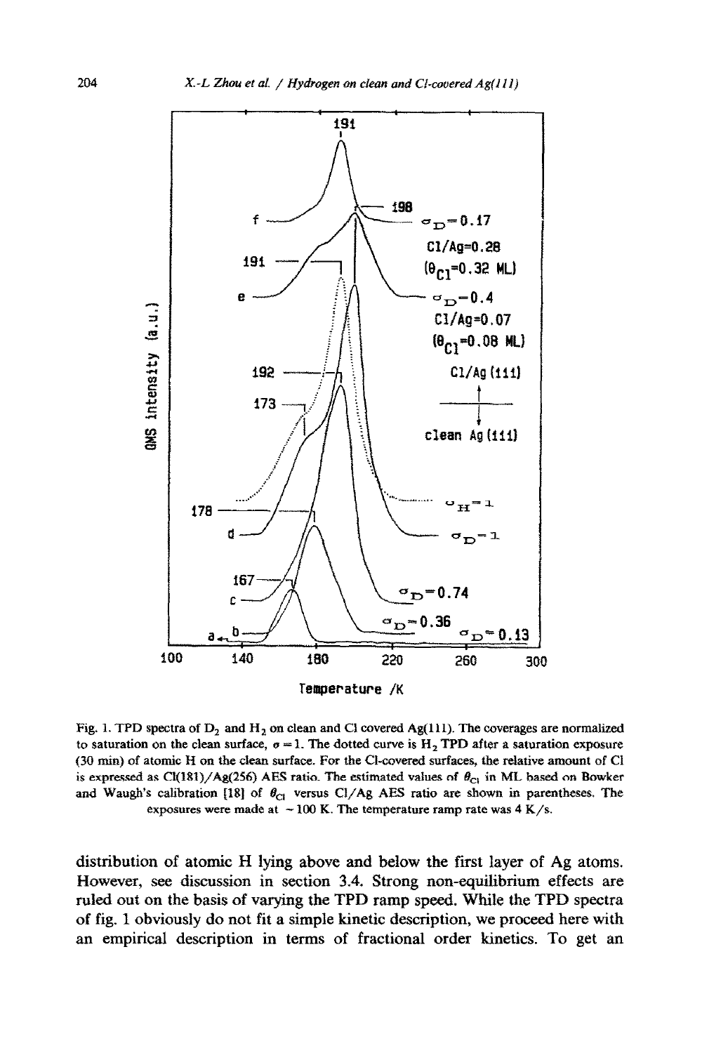Fig. 1. TPD spectra of $D_2$ and $H_2$ on clean and Cl covered Ag(111). The coverages are normalized to saturation on the clean surface, $\sigma = 1$. The dotted curve is $H_2$ TPD after a saturation exposure (30 min) of atomic H on the clean surface. For the Cl-covered surfaces, the relative amount of Cl is expressed as Cl(181)/Ag(256) AES ratio. The estimated values of $\theta_{Cl}$ in ML based on Bowker and Waugh's calibration [18] of $\theta_{Cl}$ versus Cl/Ag AES ratio are shown in parentheses. The exposures were made at ~100 K. The temperature ramp rate was 4 K/s.

distribution of atomic H lying above and below the first layer of Ag atoms. However, see discussion in section 3.4. Strong non-equilibrium effects are ruled out on the basis of varying the TPD ramp speed. While the TPD spectra of fig. 1 obviously do not fit a simple kinetic description, we proceed here with an empirical description in terms of fractional order kinetics. To get an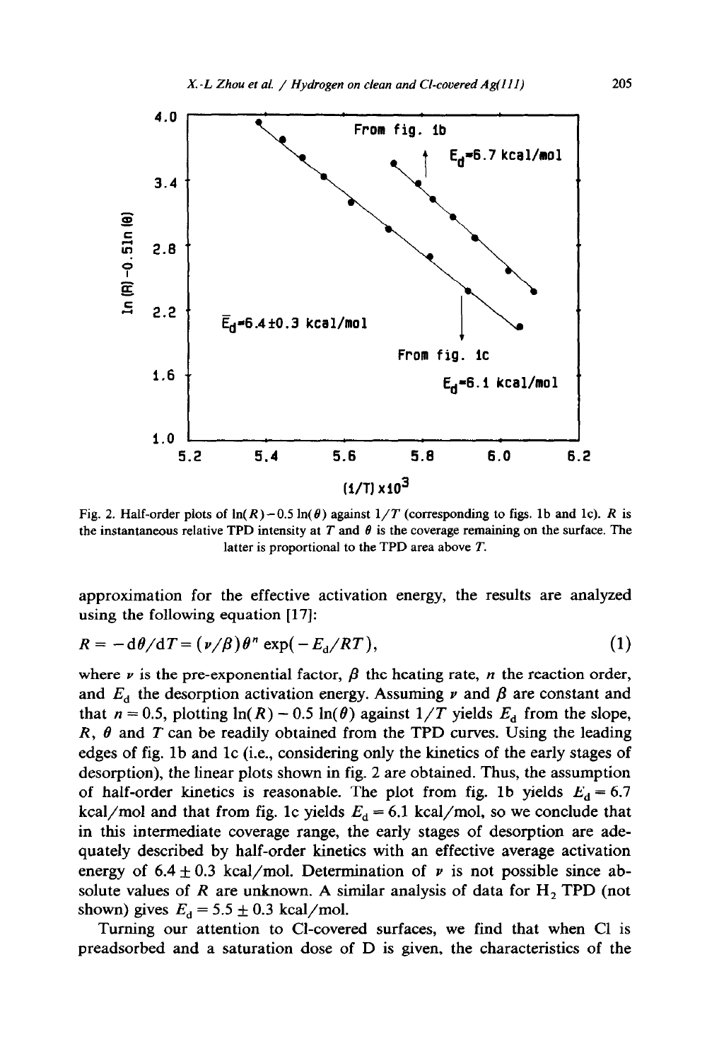Fig. 2. Half-order plots of $\ln(R) - 0.5 \ln(\theta)$ against $1/T$ (corresponding to figs. 1b and 1c). $R$ is the instantaneous relative TPD intensity at $T$ and $\theta$ is the coverage remaining on the surface. The latter is proportional to the TPD area above $T$.

approximation for the effective activation energy, the results are analyzed using the following equation [17]:

$$R = -\mathrm{d}\theta/\mathrm{d}T = (\nu/\beta)\theta^n \exp(-E_d/RT), \tag{1}$$

where $\nu$ is the pre-exponential factor, $\beta$ the heating rate, $n$ the reaction order, and $E_d$ the desorption activation energy. Assuming $\nu$ and $\beta$ are constant and that $n = 0.5$, plotting $\ln(R) - 0.5 \ln(\theta)$ against $1/T$ yields $E_d$ from the slope, $R$, $\theta$ and $T$ can be readily obtained from the TPD curves. Using the leading edges of fig. 1b and 1c (i.e., considering only the kinetics of the early stages of desorption), the linear plots shown in fig. 2 are obtained. Thus, the assumption of half-order kinetics is reasonable. The plot from fig. 1b yields $E_d = 6.7$ kcal/mol and that from fig. 1c yields $E_d = 6.1$ kcal/mol, so we conclude that in this intermediate coverage range, the early stages of desorption are adequately described by half-order kinetics with an effective average activation energy of $6.4 \pm 0.3$ kcal/mol. Determination of $\nu$ is not possible since absolute values of $R$ are unknown. A similar analysis of data for $H_2$ TPD (not shown) gives $E_d = 5.5 \pm 0.3$ kcal/mol.

Turning our attention to Cl-covered surfaces, we find that when Cl is preadsorbed and a saturation dose of D is given, the characteristics of the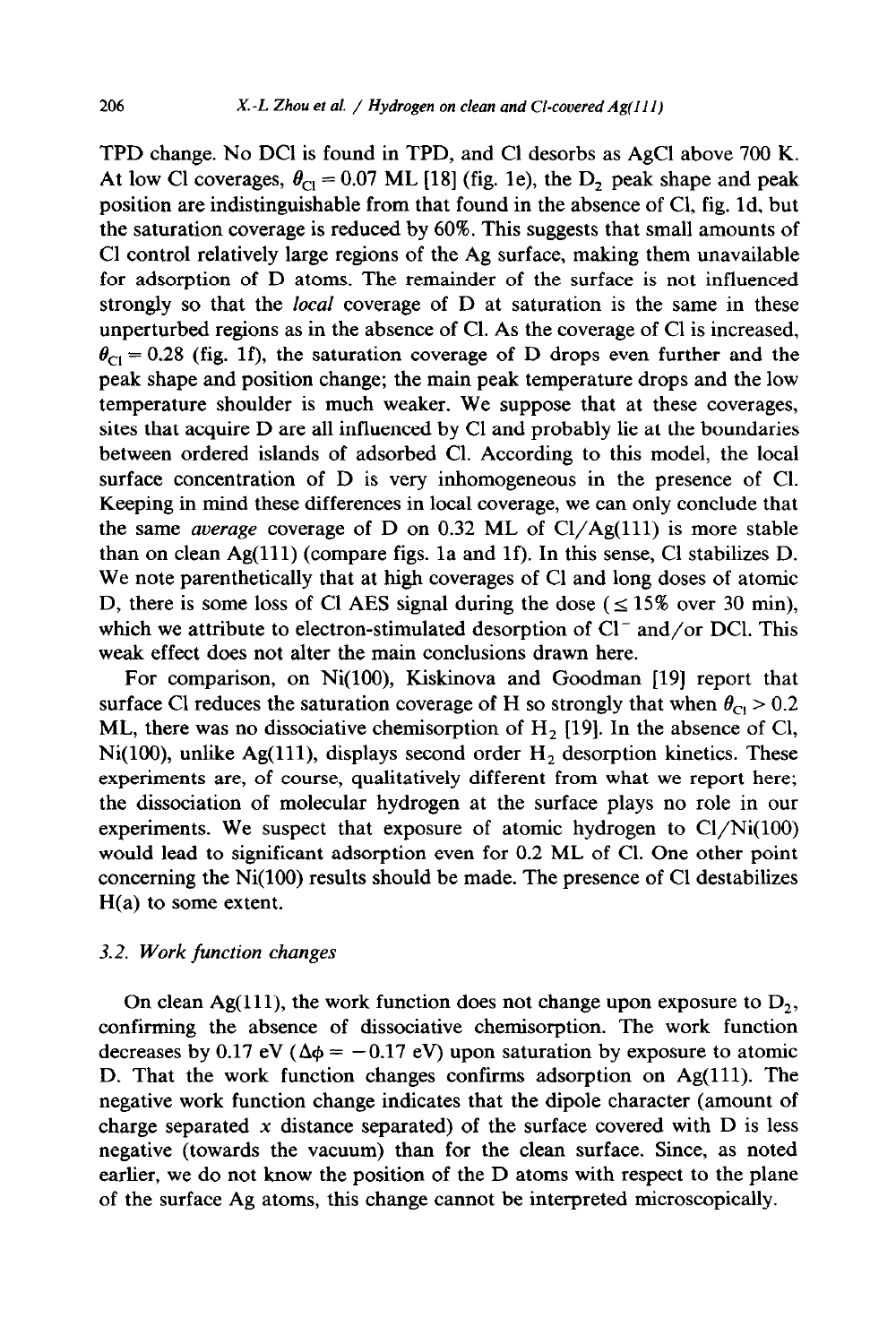TPD change. No DCl is found in TPD, and Cl desorbs as AgCl above 700 K. At low Cl coverages, $\theta_{Cl} = 0.07$ ML [18] (fig. 1e), the $D_2$ peak shape and peak position are indistinguishable from that found in the absence of Cl, fig. 1d, but the saturation coverage is reduced by 60%. This suggests that small amounts of Cl control relatively large regions of the Ag surface, making them unavailable for adsorption of D atoms. The remainder of the surface is not influenced strongly so that the *local* coverage of D at saturation is the same in these unperturbed regions as in the absence of Cl. As the coverage of Cl is increased, $\theta_{Cl} = 0.28$ (fig. 1f), the saturation coverage of D drops even further and the peak shape and position change; the main peak temperature drops and the low temperature shoulder is much weaker. We suppose that at these coverages, sites that acquire D are all influenced by Cl and probably lie at the boundaries between ordered islands of adsorbed Cl. According to this model, the local surface concentration of D is very inhomogeneous in the presence of Cl. Keeping in mind these differences in local coverage, we can only conclude that the same *average* coverage of D on 0.32 ML of Cl/Ag(111) is more stable than on clean Ag(111) (compare figs. 1a and 1f). In this sense, Cl stabilizes D. We note parenthetically that at high coverages of Cl and long doses of atomic D, there is some loss of Cl AES signal during the dose ($\leq 15\%$ over 30 min), which we attribute to electron-stimulated desorption of $Cl^-$ and/or DCl. This weak effect does not alter the main conclusions drawn here.

For comparison, on Ni(100), Kiskinova and Goodman [19] report that surface Cl reduces the saturation coverage of H so strongly that when $\theta_{Cl} > 0.2$ ML, there was no dissociative chemisorption of $H_2$ [19]. In the absence of Cl, Ni(100), unlike Ag(111), displays second order $H_2$ desorption kinetics. These experiments are, of course, qualitatively different from what we report here; the dissociation of molecular hydrogen at the surface plays no role in our experiments. We suspect that exposure of atomic hydrogen to Cl/Ni(100) would lead to significant adsorption even for 0.2 ML of Cl. One other point concerning the Ni(100) results should be made. The presence of Cl destabilizes H(a) to some extent.

### *3.2. Work function changes*

On clean Ag(111), the work function does not change upon exposure to $D_2$, confirming the absence of dissociative chemisorption. The work function decreases by 0.17 eV ($\Delta\phi = -0.17$ eV) upon saturation by exposure to atomic D. That the work function changes confirms adsorption on Ag(111). The negative work function change indicates that the dipole character (amount of charge separated $x$ distance separated) of the surface covered with D is less negative (towards the vacuum) than for the clean surface. Since, as noted earlier, we do not know the position of the D atoms with respect to the plane of the surface Ag atoms, this change cannot be interpreted microscopically.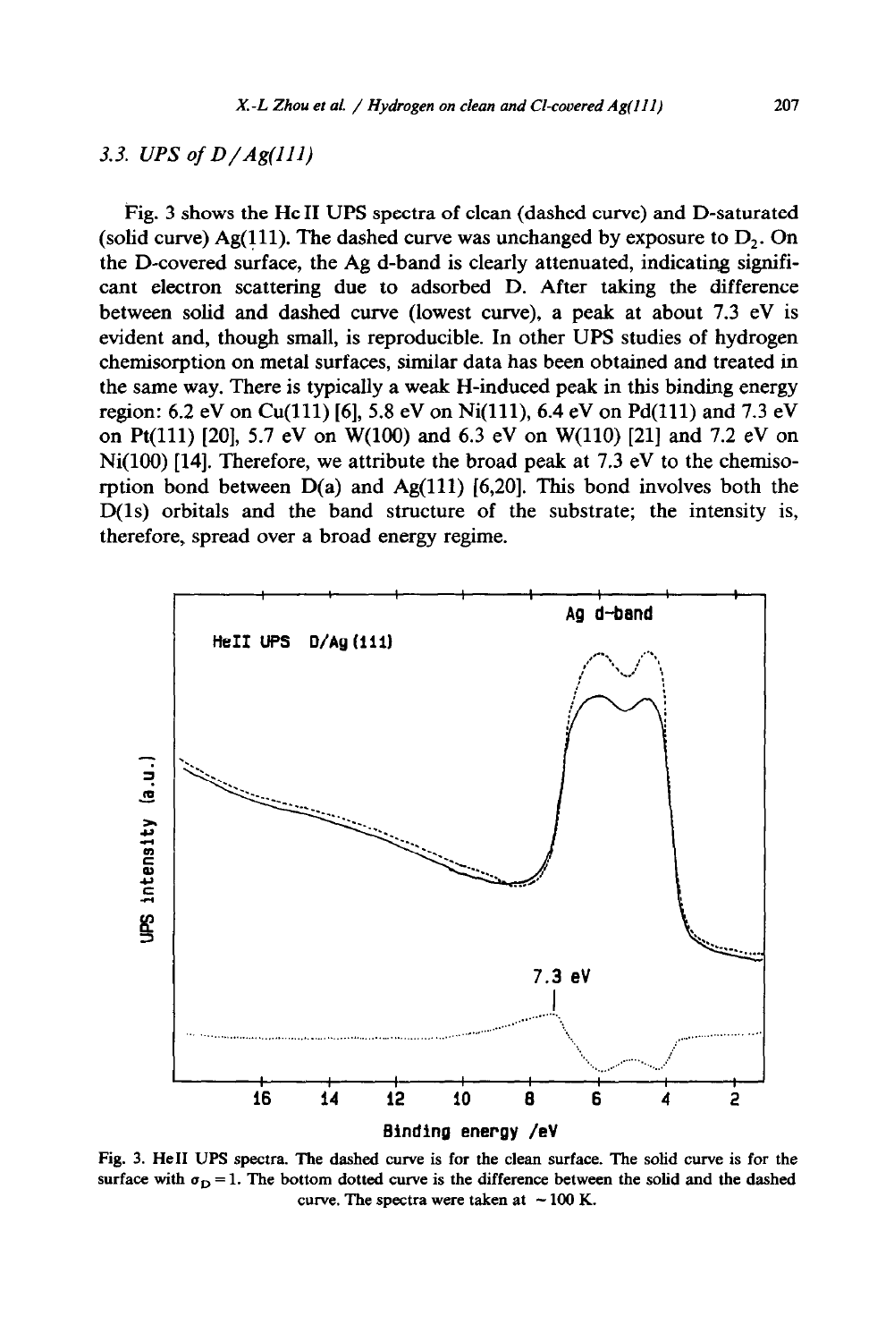### 3.3. UPS of D/Ag(111)

Fig. 3 shows the He II UPS spectra of clean (dashed curve) and D-saturated (solid curve) Ag(111). The dashed curve was unchanged by exposure to $D_2$. On the D-covered surface, the Ag d-band is clearly attenuated, indicating significant electron scattering due to adsorbed D. After taking the difference between solid and dashed curve (lowest curve), a peak at about 7.3 eV is evident and, though small, is reproducible. In other UPS studies of hydrogen chemisorption on metal surfaces, similar data has been obtained and treated in the same way. There is typically a weak H-induced peak in this binding energy region: 6.2 eV on Cu(111) [6], 5.8 eV on Ni(111), 6.4 eV on Pd(111) and 7.3 eV on Pt(111) [20], 5.7 eV on W(100) and 6.3 eV on W(110) [21] and 7.2 eV on Ni(100) [14]. Therefore, we attribute the broad peak at 7.3 eV to the chemisorption bond between D(a) and Ag(111) [6,20]. This bond involves both the D(1s) orbitals and the band structure of the substrate; the intensity is, therefore, spread over a broad energy regime.

Fig. 3. He II UPS spectra. The dashed curve is for the clean surface. The solid curve is for the surface with $\sigma_D = 1$. The bottom dotted curve is the difference between the solid and the dashed curve. The spectra were taken at ~ 100 K.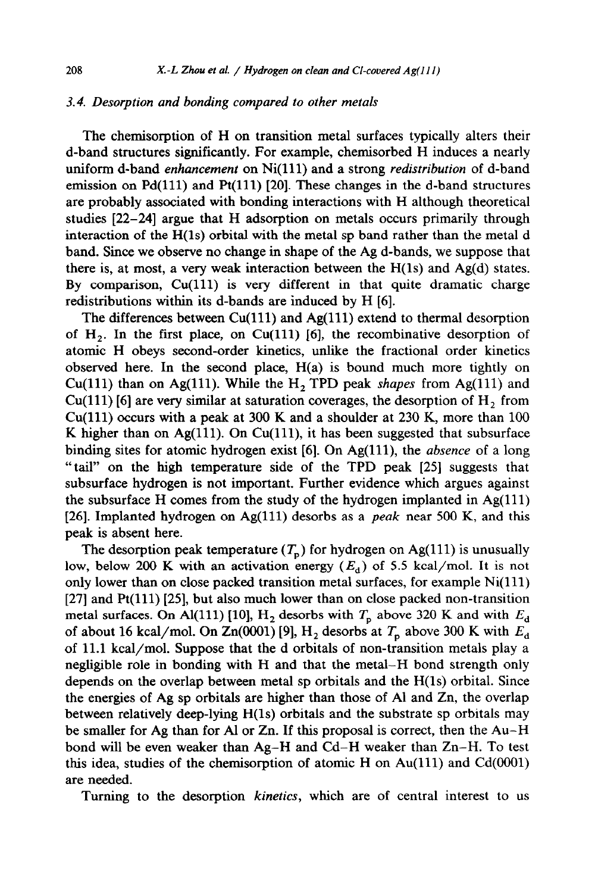### 3.4. Desorption and bonding compared to other metals

The chemisorption of H on transition metal surfaces typically alters their d-band structures significantly. For example, chemisorbed H induces a nearly uniform d-band *enhancement* on Ni(111) and a strong *redistribution* of d-band emission on Pd(111) and Pt(111) [20]. These changes in the d-band structures are probably associated with bonding interactions with H although theoretical studies [22–24] argue that H adsorption on metals occurs primarily through interaction of the H(1s) orbital with the metal sp band rather than the metal d band. Since we observe no change in shape of the Ag d-bands, we suppose that there is, at most, a very weak interaction between the H(1s) and Ag(d) states. By comparison, Cu(111) is very different in that quite dramatic charge redistributions within its d-bands are induced by H [6].

The differences between Cu(111) and Ag(111) extend to thermal desorption of $H_2$. In the first place, on Cu(111) [6], the recombinative desorption of atomic H obeys second-order kinetics, unlike the fractional order kinetics observed here. In the second place, H(a) is bound much more tightly on Cu(111) than on Ag(111). While the $H_2$ TPD peak *shapes* from Ag(111) and Cu(111) [6] are very similar at saturation coverages, the desorption of $H_2$ from Cu(111) occurs with a peak at 300 K and a shoulder at 230 K, more than 100 K higher than on Ag(111). On Cu(111), it has been suggested that subsurface binding sites for atomic hydrogen exist [6]. On Ag(111), the *absence* of a long "tail" on the high temperature side of the TPD peak [25] suggests that subsurface hydrogen is not important. Further evidence which argues against the subsurface H comes from the study of the hydrogen implanted in Ag(111) [26]. Implanted hydrogen on Ag(111) desorbs as a *peak* near 500 K, and this peak is absent here.

The desorption peak temperature ($T_p$) for hydrogen on Ag(111) is unusually low, below 200 K with an activation energy ($E_d$) of 5.5 kcal/mol. It is not only lower than on close packed transition metal surfaces, for example Ni(111) [27] and Pt(111) [25], but also much lower than on close packed non-transition metal surfaces. On Al(111) [10], $H_2$ desorbs with $T_p$ above 320 K and with $E_d$ of about 16 kcal/mol. On Zn(0001) [9], $H_2$ desorbs at $T_p$ above 300 K with $E_d$ of 11.1 kcal/mol. Suppose that the d orbitals of non-transition metals play a negligible role in bonding with H and that the metal–H bond strength only depends on the overlap between metal sp orbitals and the H(1s) orbital. Since the energies of Ag sp orbitals are higher than those of Al and Zn, the overlap between relatively deep-lying H(1s) orbitals and the substrate sp orbitals may be smaller for Ag than for Al or Zn. If this proposal is correct, then the Au–H bond will be even weaker than Ag–H and Cd–H weaker than Zn–H. To test this idea, studies of the chemisorption of atomic H on Au(111) and Cd(0001) are needed.

Turning to the desorption *kinetics*, which are of central interest to us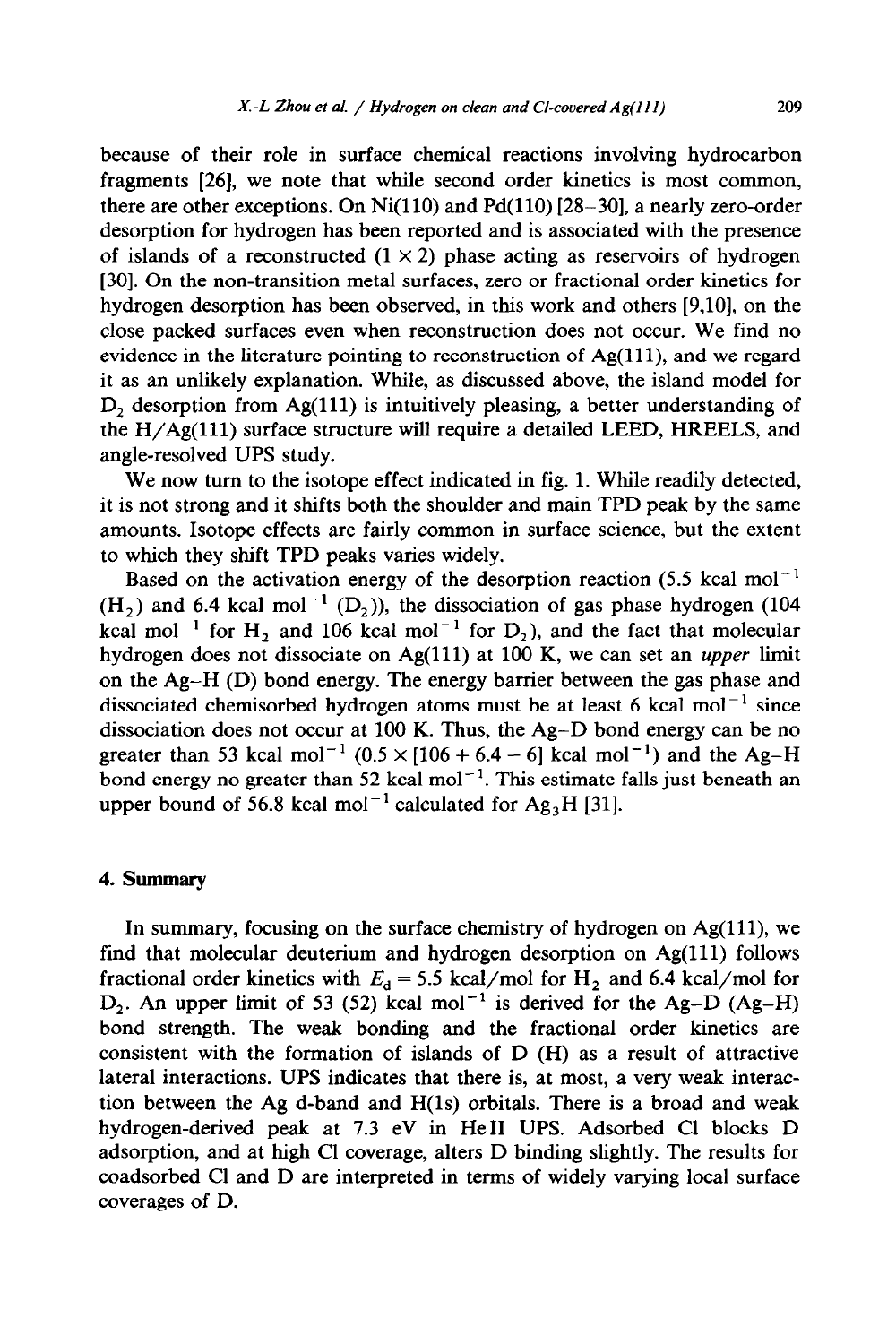because of their role in surface chemical reactions involving hydrocarbon fragments [26], we note that while second order kinetics is most common, there are other exceptions. On Ni(110) and Pd(110) [28–30], a nearly zero-order desorption for hydrogen has been reported and is associated with the presence of islands of a reconstructed (1 × 2) phase acting as reservoirs of hydrogen [30]. On the non-transition metal surfaces, zero or fractional order kinetics for hydrogen desorption has been observed, in this work and others [9,10], on the close packed surfaces even when reconstruction does not occur. We find no evidence in the literature pointing to reconstruction of Ag(111), and we regard it as an unlikely explanation. While, as discussed above, the island model for $D_2$ desorption from Ag(111) is intuitively pleasing, a better understanding of the H/Ag(111) surface structure will require a detailed LEED, HREELS, and angle-resolved UPS study.

We now turn to the isotope effect indicated in fig. 1. While readily detected, it is not strong and it shifts both the shoulder and main TPD peak by the same amounts. Isotope effects are fairly common in surface science, but the extent to which they shift TPD peaks varies widely.

Based on the activation energy of the desorption reaction (5.5 kcal $mol^{-1}$ ($H_2$) and 6.4 kcal $mol^{-1}$ ($D_2$)), the dissociation of gas phase hydrogen (104 kcal $mol^{-1}$ for $H_2$ and 106 kcal $mol^{-1}$ for $D_2$), and the fact that molecular hydrogen does not dissociate on Ag(111) at 100 K, we can set an *upper* limit on the Ag–H (D) bond energy. The energy barrier between the gas phase and dissociated chemisorbed hydrogen atoms must be at least 6 kcal $mol^{-1}$ since dissociation does not occur at 100 K. Thus, the Ag–D bond energy can be no greater than 53 kcal $mol^{-1}$ ($0.5 \times [106 + 6.4 - 6]$ kcal $mol^{-1}$) and the Ag–H bond energy no greater than 52 kcal $mol^{-1}$. This estimate falls just beneath an upper bound of 56.8 kcal $mol^{-1}$ calculated for $Ag_3H$ [31].

## 4. Summary

In summary, focusing on the surface chemistry of hydrogen on Ag(111), we find that molecular deuterium and hydrogen desorption on Ag(111) follows fractional order kinetics with $E_d = 5.5$ kcal/mol for $H_2$ and 6.4 kcal/mol for $D_2$. An upper limit of 53 (52) kcal $mol^{-1}$ is derived for the Ag–D (Ag–H) bond strength. The weak bonding and the fractional order kinetics are consistent with the formation of islands of D (H) as a result of attractive lateral interactions. UPS indicates that there is, at most, a very weak interaction between the Ag d-band and H(1s) orbitals. There is a broad and weak hydrogen-derived peak at 7.3 eV in He II UPS. Adsorbed Cl blocks D adsorption, and at high Cl coverage, alters D binding slightly. The results for coadsorbed Cl and D are interpreted in terms of widely varying local surface coverages of D.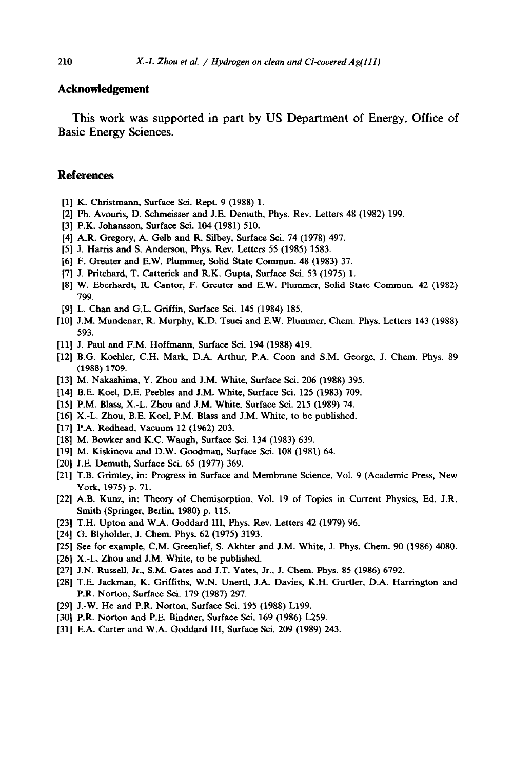## Acknowledgement

This work was supported in part by US Department of Energy, Office of Basic Energy Sciences.

## References

[1] K. Christmann, Surface Sci. Rept. 9 (1988) 1.

[2] Ph. Avouris, D. Schmeisser and J.E. Demuth, Phys. Rev. Letters 48 (1982) 199.

[3] P.K. Johansson, Surface Sci. 104 (1981) 510.

[4] A.R. Gregory, A. Gelb and R. Silbey, Surface Sci. 74 (1978) 497.

[5] J. Harris and S. Anderson, Phys. Rev. Letters 55 (1985) 1583.

[6] F. Greuter and E.W. Plummer, Solid State Commun. 48 (1983) 37.

[7] J. Pritchard, T. Catterick and R.K. Gupta, Surface Sci. 53 (1975) 1.

[8] W. Eberhardt, R. Cantor, F. Greuter and E.W. Plummer, Solid State Commun. 42 (1982) 799.

[9] L. Chan and G.L. Griffin, Surface Sci. 145 (1984) 185.

[10] J.M. Mundenar, R. Murphy, K.D. Tsuei and E.W. Plummer, Chem. Phys. Letters 143 (1988) 593.

[11] J. Paul and F.M. Hoffmann, Surface Sci. 194 (1988) 419.

[12] B.G. Koehler, C.H. Mark, D.A. Arthur, P.A. Coon and S.M. George, J. Chem. Phys. 89 (1988) 1709.

[13] M. Nakashima, Y. Zhou and J.M. White, Surface Sci. 206 (1988) 395.

[14] B.E. Koel, D.E. Peebles and J.M. White, Surface Sci. 125 (1983) 709.

[15] P.M. Blass, X.-L. Zhou and J.M. White, Surface Sci. 215 (1989) 74.

[16] X.-L. Zhou, B.E. Koel, P.M. Blass and J.M. White, to be published.

[17] P.A. Redhead, Vacuum 12 (1962) 203.

[18] M. Bowker and K.C. Waugh, Surface Sci. 134 (1983) 639.

[19] M. Kiskinova and D.W. Goodman, Surface Sci. 108 (1981) 64.

[20] J.E. Demuth, Surface Sci. 65 (1977) 369.

[21] T.B. Grimley, in: Progress in Surface and Membrane Science, Vol. 9 (Academic Press, New York, 1975) p. 71.

[22] A.B. Kunz, in: Theory of Chemisorption, Vol. 19 of Topics in Current Physics, Ed. J.R. Smith (Springer, Berlin, 1980) p. 115.

[23] T.H. Upton and W.A. Goddard III, Phys. Rev. Letters 42 (1979) 96.

[24] G. Blyholder, J. Chem. Phys. 62 (1975) 3193.

[25] See for example, C.M. Greenlief, S. Akhter and J.M. White, J. Phys. Chem. 90 (1986) 4080.

[26] X.-L. Zhou and J.M. White, to be published.

[27] J.N. Russell, Jr., S.M. Gates and J.T. Yates, Jr., J. Chem. Phys. 85 (1986) 6792.

[28] T.E. Jackman, K. Griffiths, W.N. Unertl, J.A. Davies, K.H. Gurtler, D.A. Harrington and P.R. Norton, Surface Sci. 179 (1987) 297.

[29] J.-W. He and P.R. Norton, Surface Sci. 195 (1988) L199.

[30] P.R. Norton and P.E. Bindner, Surface Sci. 169 (1986) L259.

[31] E.A. Carter and W.A. Goddard III, Surface Sci. 209 (1989) 243.